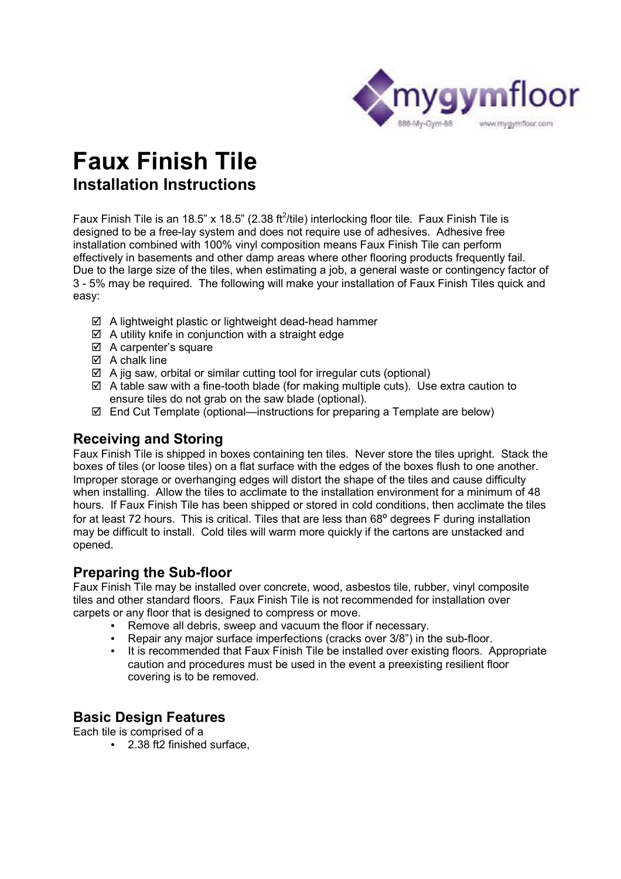mygymfloor

888-My-Gym-88 www.mygymfloor.com

# Faux Finish Tile

## Installation Instructions

Faux Finish Tile is an 18.5" x 18.5" (2.38 $ft^2$/tile) interlocking floor tile. Faux Finish Tile is designed to be a free-lay system and does not require use of adhesives. Adhesive free installation combined with 100% vinyl composition means Faux Finish Tile can perform effectively in basements and other damp areas where other flooring products frequently fail. Due to the large size of the tiles, when estimating a job, a general waste or contingency factor of 3 - 5% may be required. The following will make your installation of Faux Finish Tiles quick and easy:

- ☑ A lightweight plastic or lightweight dead-head hammer
- ☑ A utility knife in conjunction with a straight edge
- ☑ A carpenter's square
- ☑ A chalk line
- ☑ A jig saw, orbital or similar cutting tool for irregular cuts (optional)
- ☑ A table saw with a fine-tooth blade (for making multiple cuts). Use extra caution to ensure tiles do not grab on the saw blade (optional).
- ☑ End Cut Template (optional—instructions for preparing a Template are below)

### Receiving and Storing

Faux Finish Tile is shipped in boxes containing ten tiles. Never store the tiles upright. Stack the boxes of tiles (or loose tiles) on a flat surface with the edges of the boxes flush to one another. Improper storage or overhanging edges will distort the shape of the tiles and cause difficulty when installing. Allow the tiles to acclimate to the installation environment for a minimum of 48 hours. If Faux Finish Tile has been shipped or stored in cold conditions, then acclimate the tiles for at least 72 hours. This is critical. Tiles that are less than 68° degrees F during installation may be difficult to install. Cold tiles will warm more quickly if the cartons are unstacked and opened.

### Preparing the Sub-floor

Faux Finish Tile may be installed over concrete, wood, asbestos tile, rubber, vinyl composite tiles and other standard floors. Faux Finish Tile is not recommended for installation over carpets or any floor that is designed to compress or move.

- Remove all debris, sweep and vacuum the floor if necessary.
- Repair any major surface imperfections (cracks over 3/8") in the sub-floor.
- It is recommended that Faux Finish Tile be installed over existing floors. Appropriate caution and procedures must be used in the event a preexisting resilient floor covering is to be removed.

### Basic Design Features

Each tile is comprised of a

- 2.38 ft2 finished surface,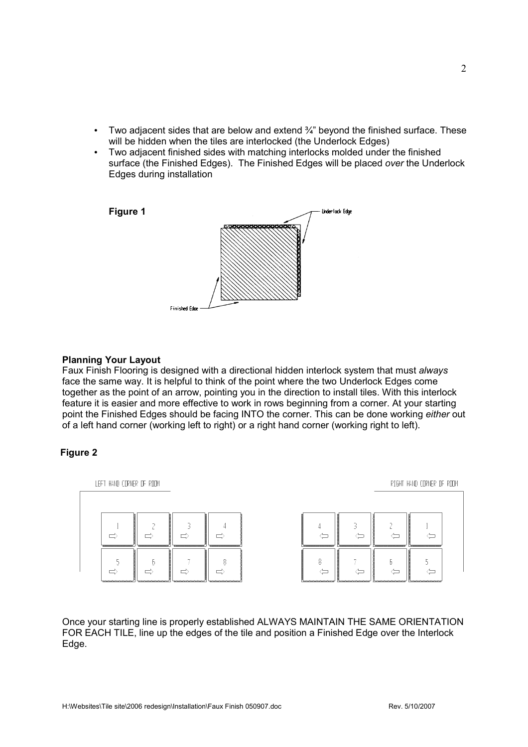- Two adjacent sides that are below and extend ¾" beyond the finished surface. These will be hidden when the tiles are interlocked (the Underlock Edges)
- Two adjacent finished sides with matching interlocks molded under the finished surface (the Finished Edges). The Finished Edges will be placed *over* the Underlock Edges during installation

**Figure 1**

Underlock Edge

Finished Edge

**Planning Your Layout**

Faux Finish Flooring is designed with a directional hidden interlock system that must *always* face the same way. It is helpful to think of the point where the two Underlock Edges come together as the point of an arrow, pointing you in the direction to install tiles. With this interlock feature it is easier and more effective to work in rows beginning from a corner. At your starting point the Finished Edges should be facing INTO the corner. This can be done working *either* out of a left hand corner (working left to right) or a right hand corner (working right to left).

**Figure 2**

LEFT HAND CORNER OF ROOM

1 2 3 4

5 6 7 8

RIGHT HAND CORNER OF ROOM

4 3 2 1

8 7 6 5

Once your starting line is properly established ALWAYS MAINTAIN THE SAME ORIENTATION FOR EACH TILE, line up the edges of the tile and position a Finished Edge over the Interlock Edge.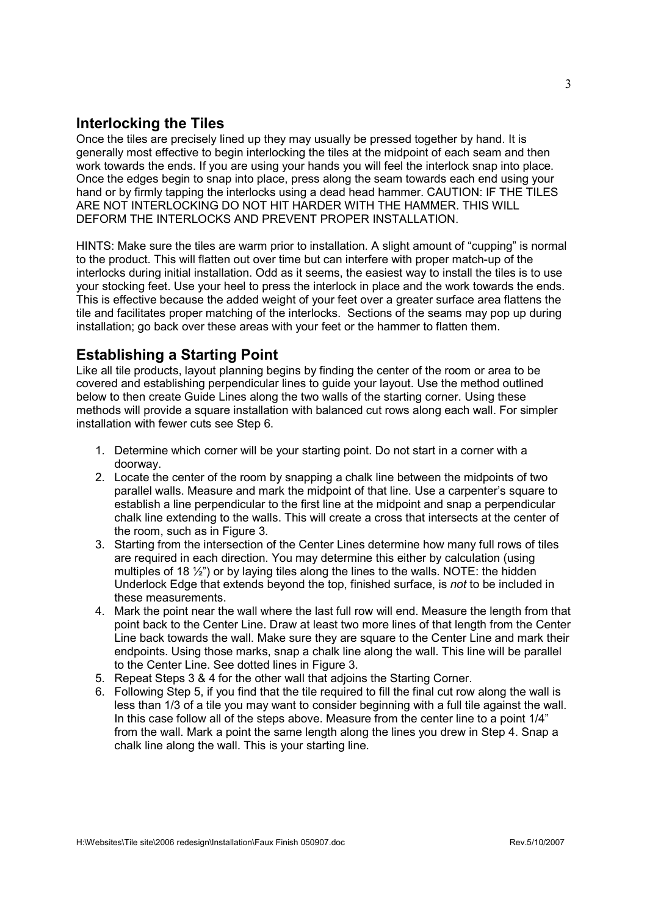## Interlocking the Tiles

Once the tiles are precisely lined up they may usually be pressed together by hand. It is generally most effective to begin interlocking the tiles at the midpoint of each seam and then work towards the ends. If you are using your hands you will feel the interlock snap into place. Once the edges begin to snap into place, press along the seam towards each end using your hand or by firmly tapping the interlocks using a dead head hammer. CAUTION: IF THE TILES ARE NOT INTERLOCKING DO NOT HIT HARDER WITH THE HAMMER. THIS WILL DEFORM THE INTERLOCKS AND PREVENT PROPER INSTALLATION.

HINTS: Make sure the tiles are warm prior to installation. A slight amount of "cupping" is normal to the product. This will flatten out over time but can interfere with proper match-up of the interlocks during initial installation. Odd as it seems, the easiest way to install the tiles is to use your stocking feet. Use your heel to press the interlock in place and the work towards the ends. This is effective because the added weight of your feet over a greater surface area flattens the tile and facilitates proper matching of the interlocks. Sections of the seams may pop up during installation; go back over these areas with your feet or the hammer to flatten them.

## Establishing a Starting Point

Like all tile products, layout planning begins by finding the center of the room or area to be covered and establishing perpendicular lines to guide your layout. Use the method outlined below to then create Guide Lines along the two walls of the starting corner. Using these methods will provide a square installation with balanced cut rows along each wall. For simpler installation with fewer cuts see Step 6.

1. Determine which corner will be your starting point. Do not start in a corner with a doorway.
2. Locate the center of the room by snapping a chalk line between the midpoints of two parallel walls. Measure and mark the midpoint of that line. Use a carpenter's square to establish a line perpendicular to the first line at the midpoint and snap a perpendicular chalk line extending to the walls. This will create a cross that intersects at the center of the room, such as in Figure 3.
3. Starting from the intersection of the Center Lines determine how many full rows of tiles are required in each direction. You may determine this either by calculation (using multiples of 18 ½") or by laying tiles along the lines to the walls. NOTE: the hidden Underlock Edge that extends beyond the top, finished surface, is *not* to be included in these measurements.
4. Mark the point near the wall where the last full row will end. Measure the length from that point back to the Center Line. Draw at least two more lines of that length from the Center Line back towards the wall. Make sure they are square to the Center Line and mark their endpoints. Using those marks, snap a chalk line along the wall. This line will be parallel to the Center Line. See dotted lines in Figure 3.
5. Repeat Steps 3 & 4 for the other wall that adjoins the Starting Corner.
6. Following Step 5, if you find that the tile required to fill the final cut row along the wall is less than 1/3 of a tile you may want to consider beginning with a full tile against the wall. In this case follow all of the steps above. Measure from the center line to a point 1/4" from the wall. Mark a point the same length along the lines you drew in Step 4. Snap a chalk line along the wall. This is your starting line.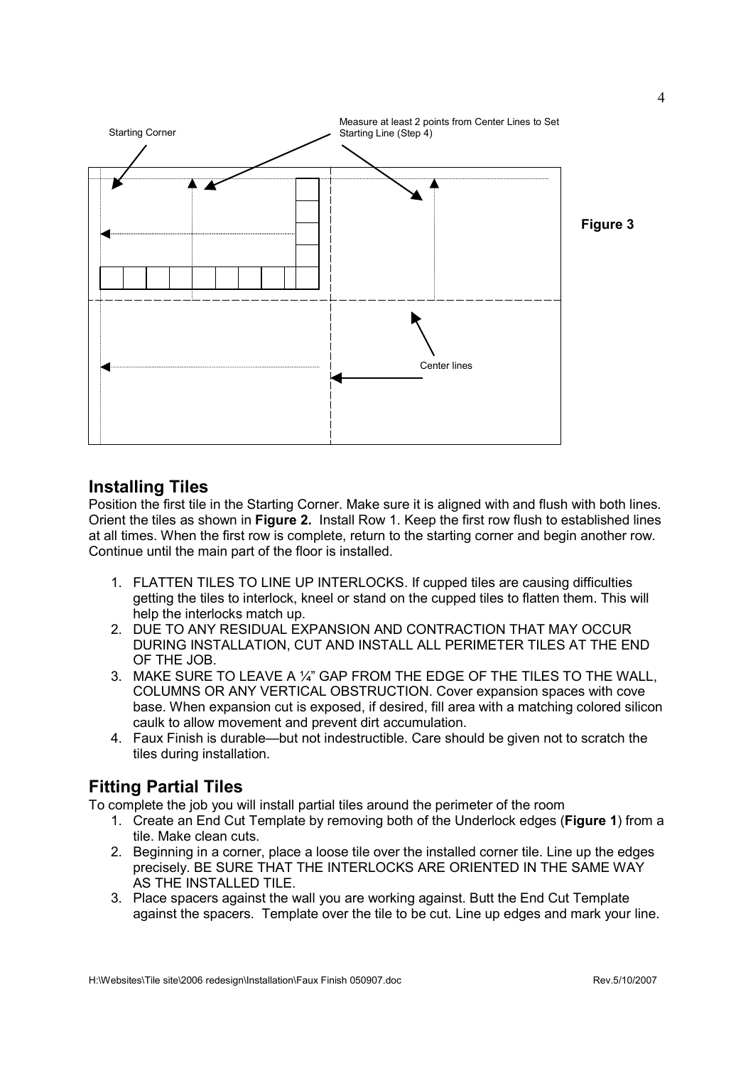Starting Corner

Measure at least 2 points from Center Lines to Set Starting Line (Step 4)

Center lines

**Figure 3**

## Installing Tiles

Position the first tile in the Starting Corner. Make sure it is aligned with and flush with both lines. Orient the tiles as shown in **Figure 2.** Install Row 1. Keep the first row flush to established lines at all times. When the first row is complete, return to the starting corner and begin another row. Continue until the main part of the floor is installed.

1. FLATTEN TILES TO LINE UP INTERLOCKS. If cupped tiles are causing difficulties getting the tiles to interlock, kneel or stand on the cupped tiles to flatten them. This will help the interlocks match up.
2. DUE TO ANY RESIDUAL EXPANSION AND CONTRACTION THAT MAY OCCUR DURING INSTALLATION, CUT AND INSTALL ALL PERIMETER TILES AT THE END OF THE JOB.
3. MAKE SURE TO LEAVE A ¼" GAP FROM THE EDGE OF THE TILES TO THE WALL, COLUMNS OR ANY VERTICAL OBSTRUCTION. Cover expansion spaces with cove base. When expansion cut is exposed, if desired, fill area with a matching colored silicon caulk to allow movement and prevent dirt accumulation.
4. Faux Finish is durable—but not indestructible. Care should be given not to scratch the tiles during installation.

## Fitting Partial Tiles

To complete the job you will install partial tiles around the perimeter of the room

1. Create an End Cut Template by removing both of the Underlock edges (**Figure 1**) from a tile. Make clean cuts.
2. Beginning in a corner, place a loose tile over the installed corner tile. Line up the edges precisely. BE SURE THAT THE INTERLOCKS ARE ORIENTED IN THE SAME WAY AS THE INSTALLED TILE.
3. Place spacers against the wall you are working against. Butt the End Cut Template against the spacers. Template over the tile to be cut. Line up edges and mark your line.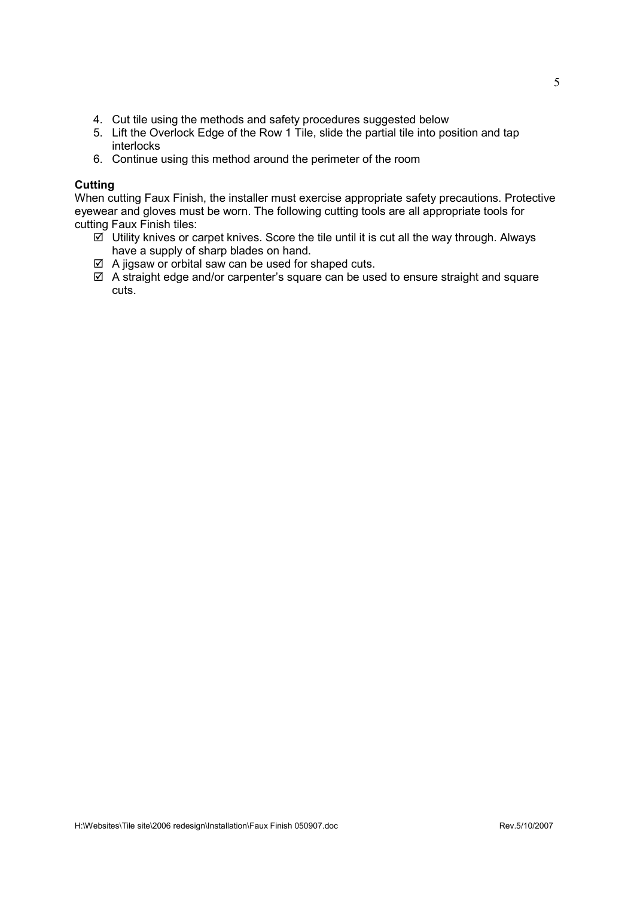4. Cut tile using the methods and safety procedures suggested below
5. Lift the Overlock Edge of the Row 1 Tile, slide the partial tile into position and tap interlocks
6. Continue using this method around the perimeter of the room

**Cutting**

When cutting Faux Finish, the installer must exercise appropriate safety precautions. Protective eyewear and gloves must be worn. The following cutting tools are all appropriate tools for cutting Faux Finish tiles:

- ☑ Utility knives or carpet knives. Score the tile until it is cut all the way through. Always have a supply of sharp blades on hand.
- ☑ A jigsaw or orbital saw can be used for shaped cuts.
- ☑ A straight edge and/or carpenter's square can be used to ensure straight and square cuts.